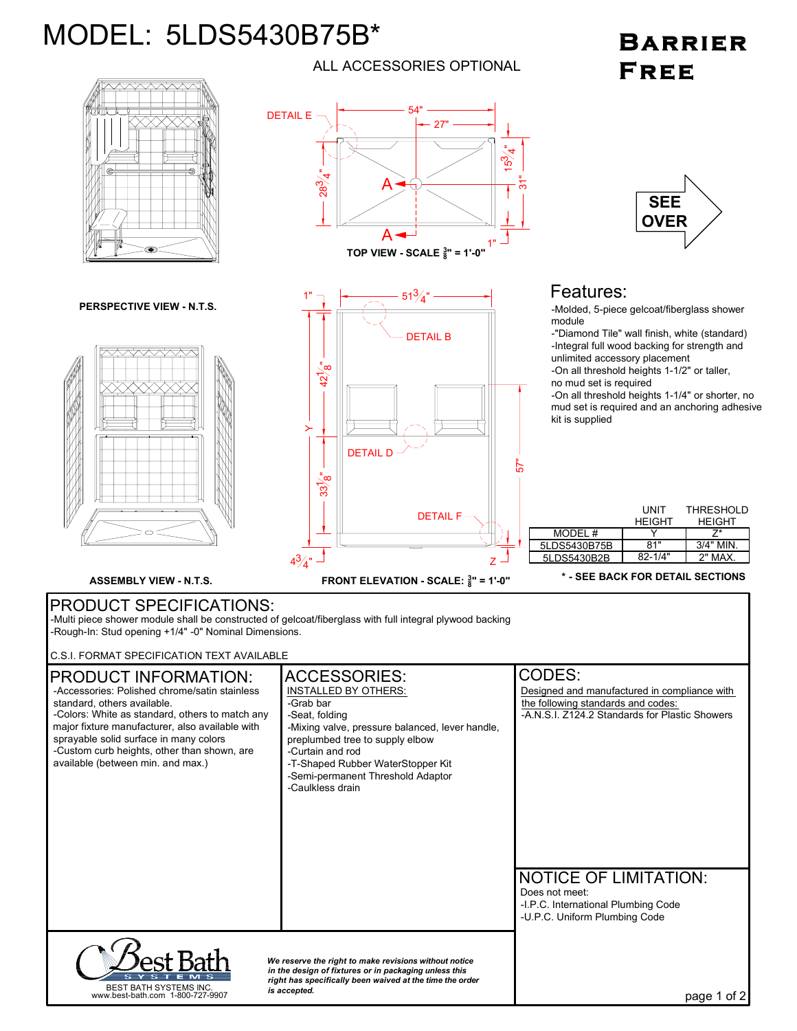# MODEL: 5LDS5430B75B*

ALL ACCESSORIES OPTIONAL

**Barrier Free**

DETAIL E

54"

27"

$28\frac{3}{4}$"

$15\frac{3}{4}$"

31"

A

A

1"

**TOP VIEW - SCALE $\frac{3}{8}$" = 1'-0"**

**SEE OVER**

**PERSPECTIVE VIEW - N.T.S.**

1"

$51\frac{3}{4}$"

DETAIL B

$42\frac{1}{8}$"

Y

DETAIL D

$33\frac{1}{8}$"

57"

DETAIL F

$4\frac{3}{4}$"

Z

**ASSEMBLY VIEW - N.T.S.**

**FRONT ELEVATION - SCALE: $\frac{3}{8}$" = 1'-0"**

## Features:

- Molded, 5-piece gelcoat/fiberglass shower module
- "Diamond Tile" wall finish, white (standard)
- Integral full wood backing for strength and unlimited accessory placement
- On all threshold heights 1-1/2" or taller, no mud set is required
- On all threshold heights 1-1/4" or shorter, no mud set is required and an anchoring adhesive kit is supplied

| MODEL # | UNIT HEIGHT Y | THRESHOLD HEIGHT Z* |
|---|---|---|
| 5LDS5430B75B | 81" | 3/4" MIN. |
| 5LDS5430B2B | 82-1/4" | 2" MAX. |

**\* - SEE BACK FOR DETAIL SECTIONS**

## PRODUCT SPECIFICATIONS:

- Multi piece shower module shall be constructed of gelcoat/fiberglass with full integral plywood backing
- Rough-In: Stud opening +1/4" -0" Nominal Dimensions.

C.S.I. FORMAT SPECIFICATION TEXT AVAILABLE

## PRODUCT INFORMATION:

- Accessories: Polished chrome/satin stainless standard, others available.
- Colors: White as standard, others to match any major fixture manufacturer, also available with sprayable solid surface in many colors
- Custom curb heights, other than shown, are available (between min. and max.)

## ACCESSORIES:

INSTALLED BY OTHERS:

- Grab bar
- Seat, folding
- Mixing valve, pressure balanced, lever handle, preplumbed tree to supply elbow
- Curtain and rod
- T-Shaped Rubber WaterStopper Kit
- Semi-permanent Threshold Adaptor
- Caulkless drain

## CODES:

Designed and manufactured in compliance with the following standards and codes:

- A.N.S.I. Z124.2 Standards for Plastic Showers

## NOTICE OF LIMITATION:

Does not meet:

- I.P.C. International Plumbing Code
- U.P.C. Uniform Plumbing Code

Best Bath SYSTEMS

BEST BATH SYSTEMS INC.
www.best-bath.com 1-800-727-9907

***We reserve the right to make revisions without notice in the design of fixtures or in packaging unless this right has specifically been waived at the time the order is accepted.***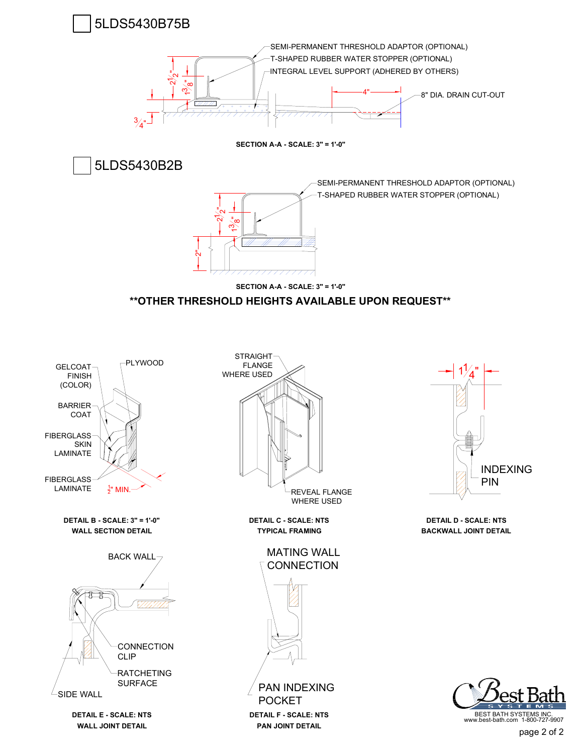☐ 5LDS5430B75B

SEMI-PERMANENT THRESHOLD ADAPTOR (OPTIONAL)
T-SHAPED RUBBER WATER STOPPER (OPTIONAL)
INTEGRAL LEVEL SUPPORT (ADHERED BY OTHERS)
8" DIA. DRAIN CUT-OUT

2½"
1⅜"
4"
¾"

**SECTION A-A - SCALE: 3" = 1'-0"**

☐ 5LDS5430B2B

SEMI-PERMANENT THRESHOLD ADAPTOR (OPTIONAL)
T-SHAPED RUBBER WATER STOPPER (OPTIONAL)

2½"
1⅜"
2"

**SECTION A-A - SCALE: 3" = 1'-0"**

**\*\*OTHER THRESHOLD HEIGHTS AVAILABLE UPON REQUEST\*\***

GELCOAT FINISH (COLOR)
PLYWOOD
BARRIER COAT
FIBERGLASS SKIN LAMINATE
FIBERGLASS LAMINATE
½" MIN.

**DETAIL B - SCALE: 3" = 1'-0"**
**WALL SECTION DETAIL**

STRAIGHT FLANGE WHERE USED
REVEAL FLANGE WHERE USED

**DETAIL C - SCALE: NTS**
**TYPICAL FRAMING**

1¼"
INDEXING PIN

**DETAIL D - SCALE: NTS**
**BACKWALL JOINT DETAIL**

BACK WALL
CONNECTION CLIP
RATCHETING SURFACE
SIDE WALL

**DETAIL E - SCALE: NTS**
**WALL JOINT DETAIL**

MATING WALL CONNECTION
PAN INDEXING POCKET

**DETAIL F - SCALE: NTS**
**PAN JOINT DETAIL**

Best Bath SYSTEMS
BEST BATH SYSTEMS INC.
www.best-bath.com 1-800-727-9907